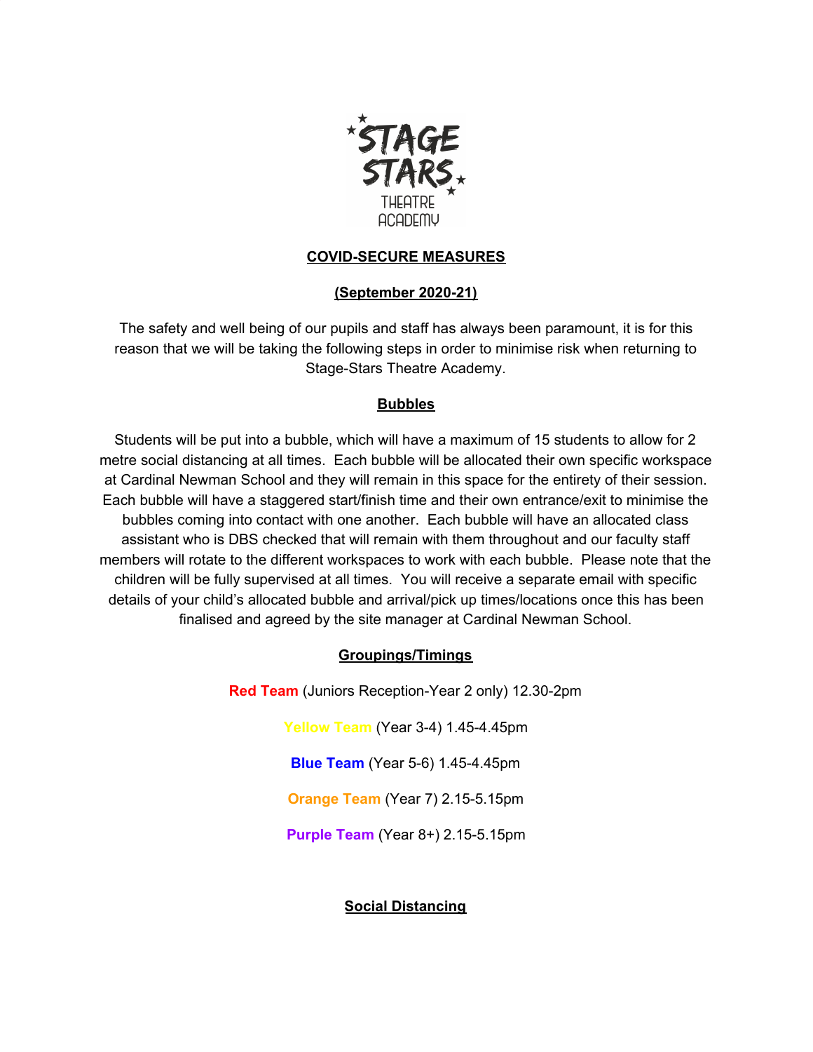STAGE STARS THEATRE ACADEMY

# COVID-SECURE MEASURES

## (September 2020-21)

The safety and well being of our pupils and staff has always been paramount, it is for this reason that we will be taking the following steps in order to minimise risk when returning to Stage-Stars Theatre Academy.

## Bubbles

Students will be put into a bubble, which will have a maximum of 15 students to allow for 2 metre social distancing at all times. Each bubble will be allocated their own specific workspace at Cardinal Newman School and they will remain in this space for the entirety of their session. Each bubble will have a staggered start/finish time and their own entrance/exit to minimise the bubbles coming into contact with one another. Each bubble will have an allocated class assistant who is DBS checked that will remain with them throughout and our faculty staff members will rotate to the different workspaces to work with each bubble. Please note that the children will be fully supervised at all times. You will receive a separate email with specific details of your child's allocated bubble and arrival/pick up times/locations once this has been finalised and agreed by the site manager at Cardinal Newman School.

## Groupings/Timings

**Red Team** (Juniors Reception-Year 2 only) 12.30-2pm

**Yellow Team** (Year 3-4) 1.45-4.45pm

**Blue Team** (Year 5-6) 1.45-4.45pm

**Orange Team** (Year 7) 2.15-5.15pm

**Purple Team** (Year 8+) 2.15-5.15pm

## Social Distancing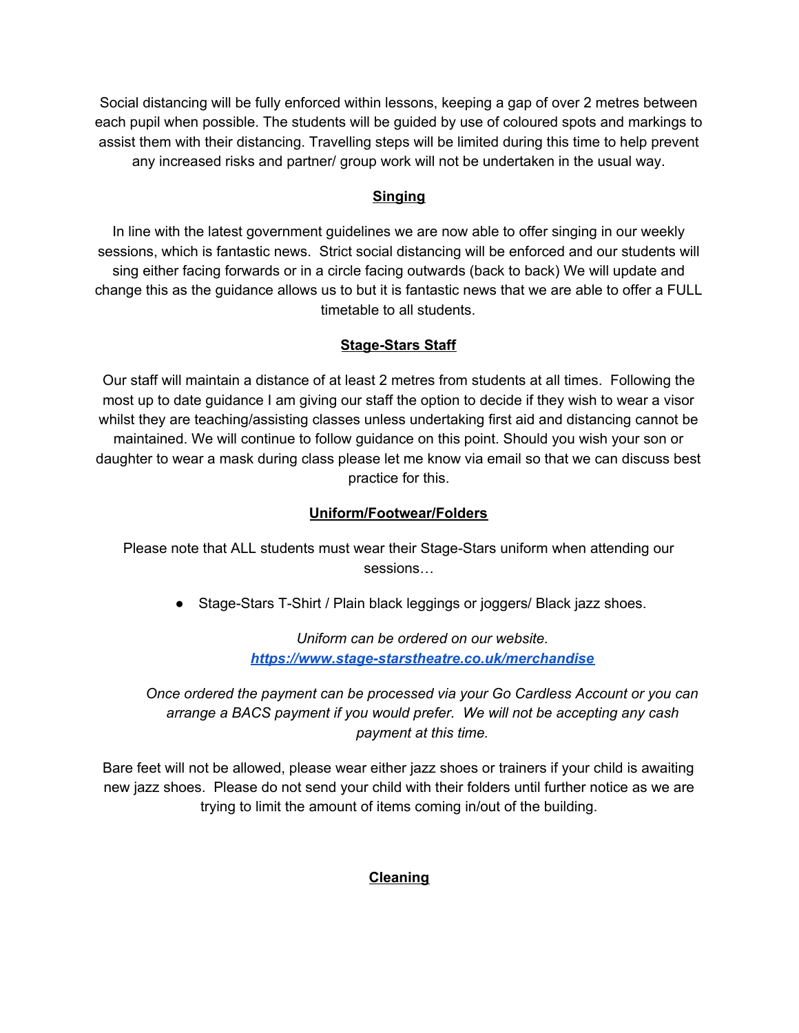Social distancing will be fully enforced within lessons, keeping a gap of over 2 metres between each pupil when possible. The students will be guided by use of coloured spots and markings to assist them with their distancing. Travelling steps will be limited during this time to help prevent any increased risks and partner/ group work will not be undertaken in the usual way.

## Singing

In line with the latest government guidelines we are now able to offer singing in our weekly sessions, which is fantastic news. Strict social distancing will be enforced and our students will sing either facing forwards or in a circle facing outwards (back to back) We will update and change this as the guidance allows us to but it is fantastic news that we are able to offer a FULL timetable to all students.

## Stage-Stars Staff

Our staff will maintain a distance of at least 2 metres from students at all times. Following the most up to date guidance I am giving our staff the option to decide if they wish to wear a visor whilst they are teaching/assisting classes unless undertaking first aid and distancing cannot be maintained. We will continue to follow guidance on this point. Should you wish your son or daughter to wear a mask during class please let me know via email so that we can discuss best practice for this.

## Uniform/Footwear/Folders

Please note that ALL students must wear their Stage-Stars uniform when attending our sessions…

- Stage-Stars T-Shirt / Plain black leggings or joggers/ Black jazz shoes.

*Uniform can be ordered on our website.*
***https://www.stage-starstheatre.co.uk/merchandise***

*Once ordered the payment can be processed via your Go Cardless Account or you can arrange a BACS payment if you would prefer. We will not be accepting any cash payment at this time.*

Bare feet will not be allowed, please wear either jazz shoes or trainers if your child is awaiting new jazz shoes. Please do not send your child with their folders until further notice as we are trying to limit the amount of items coming in/out of the building.

## Cleaning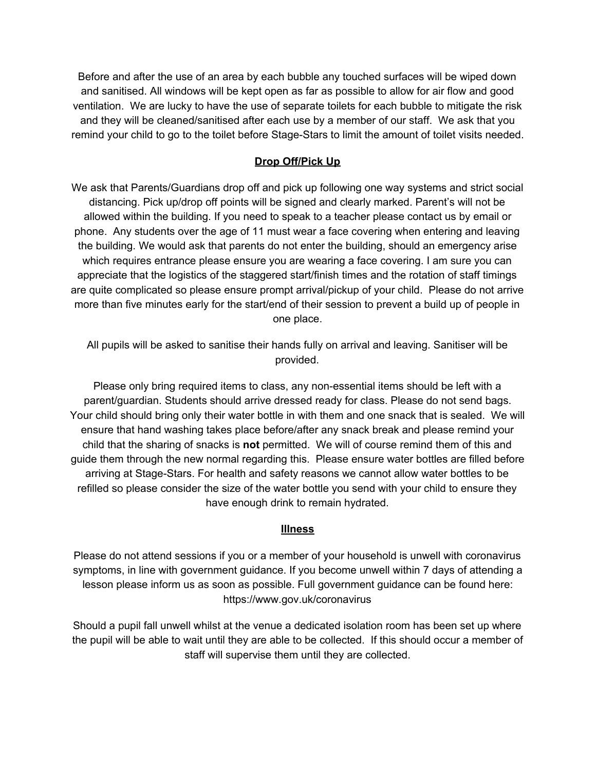Before and after the use of an area by each bubble any touched surfaces will be wiped down and sanitised. All windows will be kept open as far as possible to allow for air flow and good ventilation. We are lucky to have the use of separate toilets for each bubble to mitigate the risk and they will be cleaned/sanitised after each use by a member of our staff. We ask that you remind your child to go to the toilet before Stage-Stars to limit the amount of toilet visits needed.

## Drop Off/Pick Up

We ask that Parents/Guardians drop off and pick up following one way systems and strict social distancing. Pick up/drop off points will be signed and clearly marked. Parent's will not be allowed within the building. If you need to speak to a teacher please contact us by email or phone. Any students over the age of 11 must wear a face covering when entering and leaving the building. We would ask that parents do not enter the building, should an emergency arise which requires entrance please ensure you are wearing a face covering. I am sure you can appreciate that the logistics of the staggered start/finish times and the rotation of staff timings are quite complicated so please ensure prompt arrival/pickup of your child. Please do not arrive more than five minutes early for the start/end of their session to prevent a build up of people in one place.

All pupils will be asked to sanitise their hands fully on arrival and leaving. Sanitiser will be provided.

Please only bring required items to class, any non-essential items should be left with a parent/guardian. Students should arrive dressed ready for class. Please do not send bags. Your child should bring only their water bottle in with them and one snack that is sealed. We will ensure that hand washing takes place before/after any snack break and please remind your child that the sharing of snacks is **not** permitted. We will of course remind them of this and guide them through the new normal regarding this. Please ensure water bottles are filled before arriving at Stage-Stars. For health and safety reasons we cannot allow water bottles to be refilled so please consider the size of the water bottle you send with your child to ensure they have enough drink to remain hydrated.

## Illness

Please do not attend sessions if you or a member of your household is unwell with coronavirus symptoms, in line with government guidance. If you become unwell within 7 days of attending a lesson please inform us as soon as possible. Full government guidance can be found here: https://www.gov.uk/coronavirus

Should a pupil fall unwell whilst at the venue a dedicated isolation room has been set up where the pupil will be able to wait until they are able to be collected. If this should occur a member of staff will supervise them until they are collected.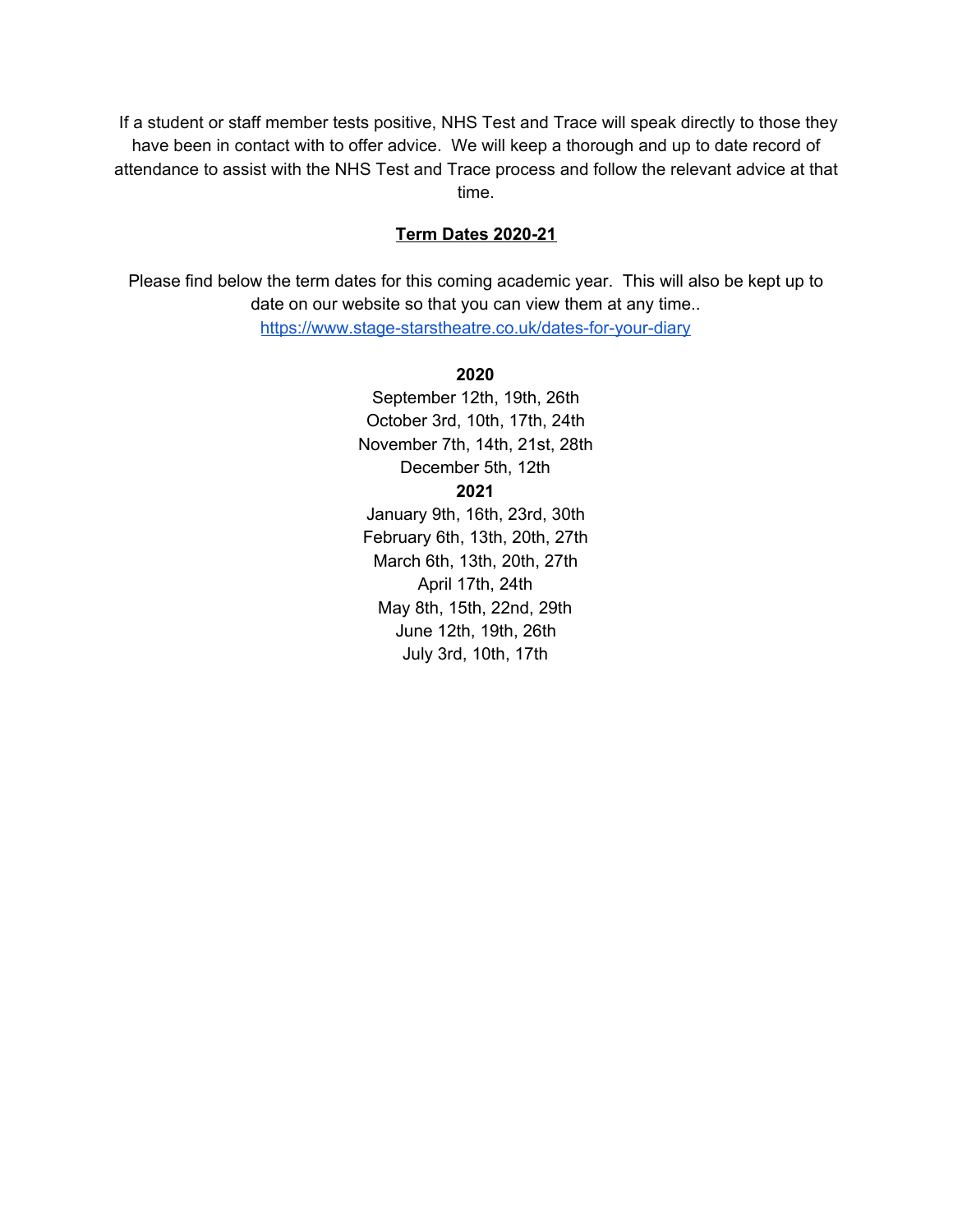If a student or staff member tests positive, NHS Test and Trace will speak directly to those they have been in contact with to offer advice. We will keep a thorough and up to date record of attendance to assist with the NHS Test and Trace process and follow the relevant advice at that time.

## Term Dates 2020-21

Please find below the term dates for this coming academic year. This will also be kept up to date on our website so that you can view them at any time..
[https://www.stage-starstheatre.co.uk/dates-for-your-diary](https://www.stage-starstheatre.co.uk/dates-for-your-diary)

**2020**

September 12th, 19th, 26th
October 3rd, 10th, 17th, 24th
November 7th, 14th, 21st, 28th
December 5th, 12th

**2021**

January 9th, 16th, 23rd, 30th
February 6th, 13th, 20th, 27th
March 6th, 13th, 20th, 27th
April 17th, 24th
May 8th, 15th, 22nd, 29th
June 12th, 19th, 26th
July 3rd, 10th, 17th